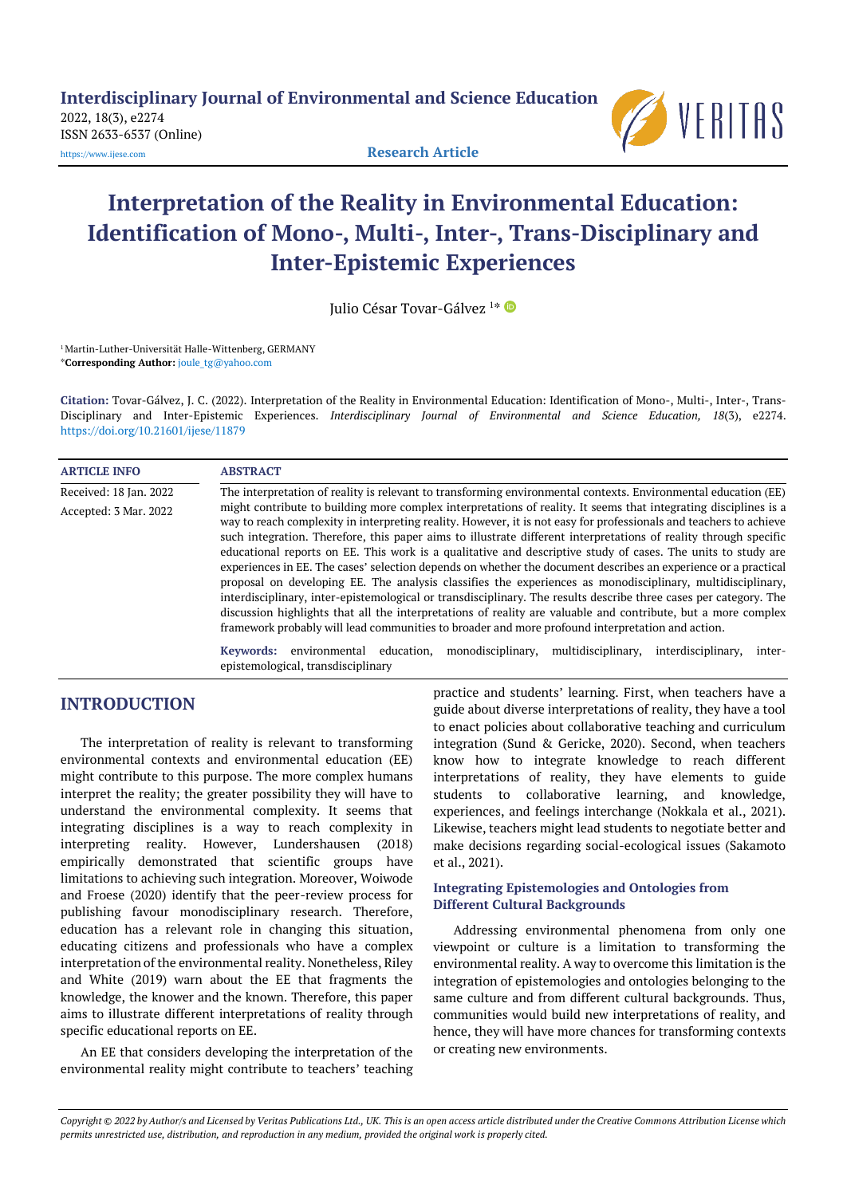# Interpretation of the Reality in Environmental Education: Identification of Mono-, Multi-, Inter-, Trans-Disciplinary and Inter-Epistemic Experiences

Julio César Tovar-Gálvez [1*]

[1] Martin-Luther-Universität Halle-Wittenberg, GERMANY

*Corresponding Author: joule_tg@yahoo.com

**Citation:** Tovar-Gálvez, J. C. (2022). Interpretation of the Reality in Environmental Education: Identification of Mono-, Multi-, Inter-, Trans-Disciplinary and Inter-Epistemic Experiences. *Interdisciplinary Journal of Environmental and Science Education, 18*(3), e2274. https://doi.org/10.21601/ijese/11879

| ARTICLE INFO | ABSTRACT |
|---|---|
| Received: 18 Jan. 2022<br>Accepted: 3 Mar. 2022 | The interpretation of reality is relevant to transforming environmental contexts. Environmental education (EE) might contribute to building more complex interpretations of reality. It seems that integrating disciplines is a way to reach complexity in interpreting reality. However, it is not easy for professionals and teachers to achieve such integration. Therefore, this paper aims to illustrate different interpretations of reality through specific educational reports on EE. This work is a qualitative and descriptive study of cases. The units to study are experiences in EE. The cases' selection depends on whether the document describes an experience or a practical proposal on developing EE. The analysis classifies the experiences as monodisciplinary, multidisciplinary, interdisciplinary, inter-epistemological or transdisciplinary. The results describe three cases per category. The discussion highlights that all the interpretations of reality are valuable and contribute, but a more complex framework probably will lead communities to broader and more profound interpretation and action. |
| | **Keywords:** environmental education, monodisciplinary, multidisciplinary, interdisciplinary, inter-epistemological, transdisciplinary |

## INTRODUCTION

The interpretation of reality is relevant to transforming environmental contexts and environmental education (EE) might contribute to this purpose. The more complex humans interpret the reality; the greater possibility they will have to understand the environmental complexity. It seems that integrating disciplines is a way to reach complexity in interpreting reality. However, Lundershausen (2018) empirically demonstrated that scientific groups have limitations to achieving such integration. Moreover, Woiwode and Froese (2020) identify that the peer-review process for publishing favour monodisciplinary research. Therefore, education has a relevant role in changing this situation, educating citizens and professionals who have a complex interpretation of the environmental reality. Nonetheless, Riley and White (2019) warn about the EE that fragments the knowledge, the knower and the known. Therefore, this paper aims to illustrate different interpretations of reality through specific educational reports on EE.

An EE that considers developing the interpretation of the environmental reality might contribute to teachers' teaching practice and students' learning. First, when teachers have a guide about diverse interpretations of reality, they have a tool to enact policies about collaborative teaching and curriculum integration (Sund & Gericke, 2020). Second, when teachers know how to integrate knowledge to reach different interpretations of reality, they have elements to guide students to collaborative learning, and knowledge, experiences, and feelings interchange (Nokkala et al., 2021). Likewise, teachers might lead students to negotiate better and make decisions regarding social-ecological issues (Sakamoto et al., 2021).

### Integrating Epistemologies and Ontologies from Different Cultural Backgrounds

Addressing environmental phenomena from only one viewpoint or culture is a limitation to transforming the environmental reality. A way to overcome this limitation is the integration of epistemologies and ontologies belonging to the same culture and from different cultural backgrounds. Thus, communities would build new interpretations of reality, and hence, they will have more chances for transforming contexts or creating new environments.

*Copyright © 2022 by Author/s and Licensed by Veritas Publications Ltd., UK. This is an open access article distributed under the Creative Commons Attribution License which permits unrestricted use, distribution, and reproduction in any medium, provided the original work is properly cited.*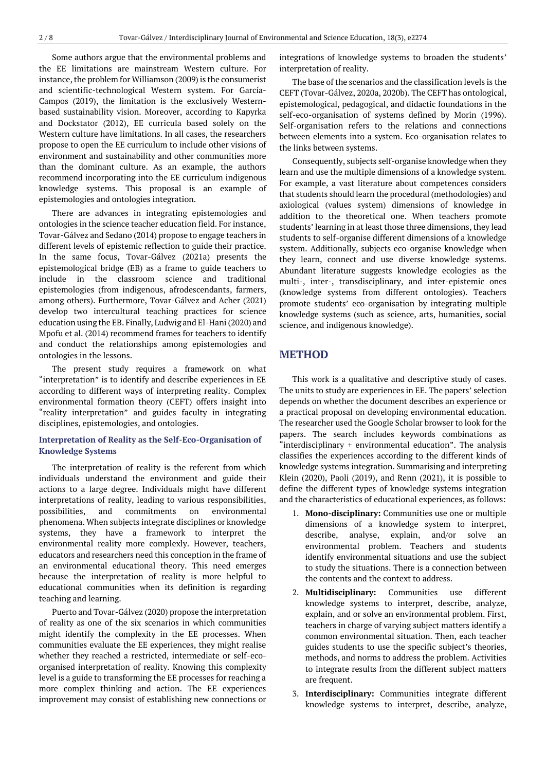Some authors argue that the environmental problems and the EE limitations are mainstream Western culture. For instance, the problem for Williamson (2009) is the consumerist and scientific-technological Western system. For García-Campos (2019), the limitation is the exclusively Western-based sustainability vision. Moreover, according to Kapyrka and Dockstator (2012), EE curricula based solely on the Western culture have limitations. In all cases, the researchers propose to open the EE curriculum to include other visions of environment and sustainability and other communities more than the dominant culture. As an example, the authors recommend incorporating into the EE curriculum indigenous knowledge systems. This proposal is an example of epistemologies and ontologies integration.

There are advances in integrating epistemologies and ontologies in the science teacher education field. For instance, Tovar-Gálvez and Sedano (2014) propose to engage teachers in different levels of epistemic reflection to guide their practice. In the same focus, Tovar-Gálvez (2021a) presents the epistemological bridge (EB) as a frame to guide teachers to include in the classroom science and traditional epistemologies (from indigenous, afrodescendants, farmers, among others). Furthermore, Tovar-Gálvez and Acher (2021) develop two intercultural teaching practices for science education using the EB. Finally, Ludwig and El-Hani (2020) and Mpofu et al. (2014) recommend frames for teachers to identify and conduct the relationships among epistemologies and ontologies in the lessons.

The present study requires a framework on what "interpretation" is to identify and describe experiences in EE according to different ways of interpreting reality. Complex environmental formation theory (CEFT) offers insight into "reality interpretation" and guides faculty in integrating disciplines, epistemologies, and ontologies.

### Interpretation of Reality as the Self-Eco-Organisation of Knowledge Systems

The interpretation of reality is the referent from which individuals understand the environment and guide their actions to a large degree. Individuals might have different interpretations of reality, leading to various responsibilities, possibilities, and commitments on environmental phenomena. When subjects integrate disciplines or knowledge systems, they have a framework to interpret the environmental reality more complexly. However, teachers, educators and researchers need this conception in the frame of an environmental educational theory. This need emerges because the interpretation of reality is more helpful to educational communities when its definition is regarding teaching and learning.

Puerto and Tovar-Gálvez (2020) propose the interpretation of reality as one of the six scenarios in which communities might identify the complexity in the EE processes. When communities evaluate the EE experiences, they might realise whether they reached a restricted, intermediate or self-eco-organised interpretation of reality. Knowing this complexity level is a guide to transforming the EE processes for reaching a more complex thinking and action. The EE experiences improvement may consist of establishing new connections or integrations of knowledge systems to broaden the students' interpretation of reality.

The base of the scenarios and the classification levels is the CEFT (Tovar-Gálvez, 2020a, 2020b). The CEFT has ontological, epistemological, pedagogical, and didactic foundations in the self-eco-organisation of systems defined by Morin (1996). Self-organisation refers to the relations and connections between elements into a system. Eco-organisation relates to the links between systems.

Consequently, subjects self-organise knowledge when they learn and use the multiple dimensions of a knowledge system. For example, a vast literature about competences considers that students should learn the procedural (methodologies) and axiological (values system) dimensions of knowledge in addition to the theoretical one. When teachers promote students' learning in at least those three dimensions, they lead students to self-organise different dimensions of a knowledge system. Additionally, subjects eco-organise knowledge when they learn, connect and use diverse knowledge systems. Abundant literature suggests knowledge ecologies as the multi-, inter-, transdisciplinary, and inter-epistemic ones (knowledge systems from different ontologies). Teachers promote students' eco-organisation by integrating multiple knowledge systems (such as science, arts, humanities, social science, and indigenous knowledge).

## METHOD

This work is a qualitative and descriptive study of cases. The units to study are experiences in EE. The papers' selection depends on whether the document describes an experience or a practical proposal on developing environmental education. The researcher used the Google Scholar browser to look for the papers. The search includes keywords combinations as "interdisciplinary + environmental education". The analysis classifies the experiences according to the different kinds of knowledge systems integration. Summarising and interpreting Klein (2020), Paoli (2019), and Renn (2021), it is possible to define the different types of knowledge systems integration and the characteristics of educational experiences, as follows:

1. **Mono-disciplinary:** Communities use one or multiple dimensions of a knowledge system to interpret, describe, analyse, explain, and/or solve an environmental problem. Teachers and students identify environmental situations and use the subject to study the situations. There is a connection between the contents and the context to address.
2. **Multidisciplinary:** Communities use different knowledge systems to interpret, describe, analyze, explain, and or solve an environmental problem. First, teachers in charge of varying subject matters identify a common environmental situation. Then, each teacher guides students to use the specific subject's theories, methods, and norms to address the problem. Activities to integrate results from the different subject matters are frequent.
3. **Interdisciplinary:** Communities integrate different knowledge systems to interpret, describe, analyze,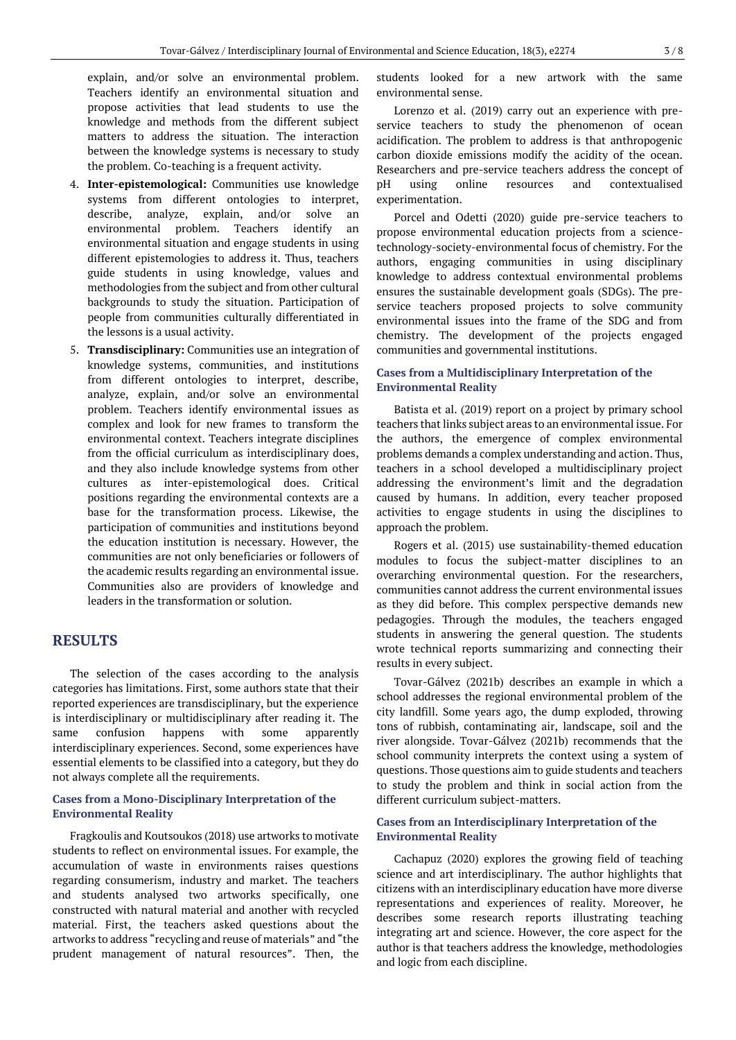explain, and/or solve an environmental problem. Teachers identify an environmental situation and propose activities that lead students to use the knowledge and methods from the different subject matters to address the situation. The interaction between the knowledge systems is necessary to study the problem. Co-teaching is a frequent activity.

4. **Inter-epistemological:** Communities use knowledge systems from different ontologies to interpret, describe, analyze, explain, and/or solve an environmental problem. Teachers identify an environmental situation and engage students in using different epistemologies to address it. Thus, teachers guide students in using knowledge, values and methodologies from the subject and from other cultural backgrounds to study the situation. Participation of people from communities culturally differentiated in the lessons is a usual activity.
5. **Transdisciplinary:** Communities use an integration of knowledge systems, communities, and institutions from different ontologies to interpret, describe, analyze, explain, and/or solve an environmental problem. Teachers identify environmental issues as complex and look for new frames to transform the environmental context. Teachers integrate disciplines from the official curriculum as interdisciplinary does, and they also include knowledge systems from other cultures as inter-epistemological does. Critical positions regarding the environmental contexts are a base for the transformation process. Likewise, the participation of communities and institutions beyond the education institution is necessary. However, the communities are not only beneficiaries or followers of the academic results regarding an environmental issue. Communities also are providers of knowledge and leaders in the transformation or solution.

## RESULTS

The selection of the cases according to the analysis categories has limitations. First, some authors state that their reported experiences are transdisciplinary, but the experience is interdisciplinary or multidisciplinary after reading it. The same confusion happens with some apparently interdisciplinary experiences. Second, some experiences have essential elements to be classified into a category, but they do not always complete all the requirements.

### Cases from a Mono-Disciplinary Interpretation of the Environmental Reality

Fragkoulis and Koutsoukos (2018) use artworks to motivate students to reflect on environmental issues. For example, the accumulation of waste in environments raises questions regarding consumerism, industry and market. The teachers and students analysed two artworks specifically, one constructed with natural material and another with recycled material. First, the teachers asked questions about the artworks to address "recycling and reuse of materials" and "the prudent management of natural resources". Then, the students looked for a new artwork with the same environmental sense.

Lorenzo et al. (2019) carry out an experience with pre-service teachers to study the phenomenon of ocean acidification. The problem to address is that anthropogenic carbon dioxide emissions modify the acidity of the ocean. Researchers and pre-service teachers address the concept of pH using online resources and contextualised experimentation.

Porcel and Odetti (2020) guide pre-service teachers to propose environmental education projects from a science-technology-society-environmental focus of chemistry. For the authors, engaging communities in using disciplinary knowledge to address contextual environmental problems ensures the sustainable development goals (SDGs). The pre-service teachers proposed projects to solve community environmental issues into the frame of the SDG and from chemistry. The development of the projects engaged communities and governmental institutions.

### Cases from a Multidisciplinary Interpretation of the Environmental Reality

Batista et al. (2019) report on a project by primary school teachers that links subject areas to an environmental issue. For the authors, the emergence of complex environmental problems demands a complex understanding and action. Thus, teachers in a school developed a multidisciplinary project addressing the environment's limit and the degradation caused by humans. In addition, every teacher proposed activities to engage students in using the disciplines to approach the problem.

Rogers et al. (2015) use sustainability-themed education modules to focus the subject-matter disciplines to an overarching environmental question. For the researchers, communities cannot address the current environmental issues as they did before. This complex perspective demands new pedagogies. Through the modules, the teachers engaged students in answering the general question. The students wrote technical reports summarizing and connecting their results in every subject.

Tovar-Gálvez (2021b) describes an example in which a school addresses the regional environmental problem of the city landfill. Some years ago, the dump exploded, throwing tons of rubbish, contaminating air, landscape, soil and the river alongside. Tovar-Gálvez (2021b) recommends that the school community interprets the context using a system of questions. Those questions aim to guide students and teachers to study the problem and think in social action from the different curriculum subject-matters.

### Cases from an Interdisciplinary Interpretation of the Environmental Reality

Cachapuz (2020) explores the growing field of teaching science and art interdisciplinary. The author highlights that citizens with an interdisciplinary education have more diverse representations and experiences of reality. Moreover, he describes some research reports illustrating teaching integrating art and science. However, the core aspect for the author is that teachers address the knowledge, methodologies and logic from each discipline.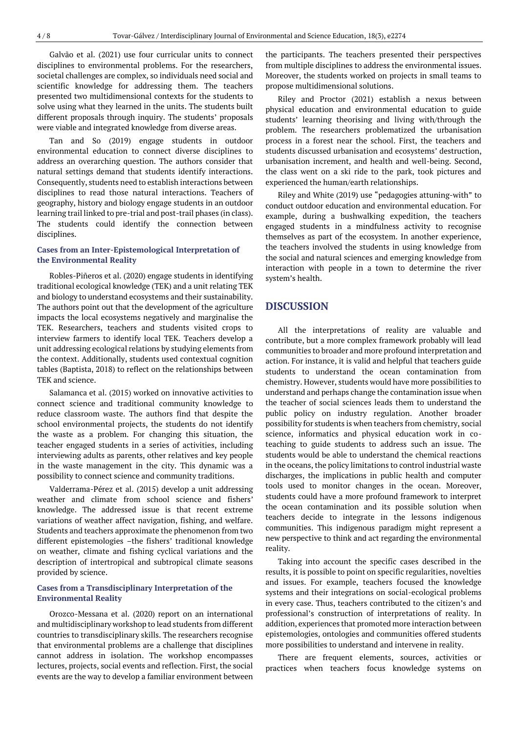Galvão et al. (2021) use four curricular units to connect disciplines to environmental problems. For the researchers, societal challenges are complex, so individuals need social and scientific knowledge for addressing them. The teachers presented two multidimensional contexts for the students to solve using what they learned in the units. The students built different proposals through inquiry. The students' proposals were viable and integrated knowledge from diverse areas.

Tan and So (2019) engage students in outdoor environmental education to connect diverse disciplines to address an overarching question. The authors consider that natural settings demand that students identify interactions. Consequently, students need to establish interactions between disciplines to read those natural interactions. Teachers of geography, history and biology engage students in an outdoor learning trail linked to pre-trial and post-trail phases (in class). The students could identify the connection between disciplines.

### Cases from an Inter-Epistemological Interpretation of the Environmental Reality

Robles-Piñeros et al. (2020) engage students in identifying traditional ecological knowledge (TEK) and a unit relating TEK and biology to understand ecosystems and their sustainability. The authors point out that the development of the agriculture impacts the local ecosystems negatively and marginalise the TEK. Researchers, teachers and students visited crops to interview farmers to identify local TEK. Teachers develop a unit addressing ecological relations by studying elements from the context. Additionally, students used contextual cognition tables (Baptista, 2018) to reflect on the relationships between TEK and science.

Salamanca et al. (2015) worked on innovative activities to connect science and traditional community knowledge to reduce classroom waste. The authors find that despite the school environmental projects, the students do not identify the waste as a problem. For changing this situation, the teacher engaged students in a series of activities, including interviewing adults as parents, other relatives and key people in the waste management in the city. This dynamic was a possibility to connect science and community traditions.

Valderrama-Pérez et al. (2015) develop a unit addressing weather and climate from school science and fishers' knowledge. The addressed issue is that recent extreme variations of weather affect navigation, fishing, and welfare. Students and teachers approximate the phenomenon from two different epistemologies –the fishers' traditional knowledge on weather, climate and fishing cyclical variations and the description of intertropical and subtropical climate seasons provided by science.

### Cases from a Transdisciplinary Interpretation of the Environmental Reality

Orozco-Messana et al. (2020) report on an international and multidisciplinary workshop to lead students from different countries to transdisciplinary skills. The researchers recognise that environmental problems are a challenge that disciplines cannot address in isolation. The workshop encompasses lectures, projects, social events and reflection. First, the social events are the way to develop a familiar environment between the participants. The teachers presented their perspectives from multiple disciplines to address the environmental issues. Moreover, the students worked on projects in small teams to propose multidimensional solutions.

Riley and Proctor (2021) establish a nexus between physical education and environmental education to guide students' learning theorising and living with/through the problem. The researchers problematized the urbanisation process in a forest near the school. First, the teachers and students discussed urbanisation and ecosystems' destruction, urbanisation increment, and health and well-being. Second, the class went on a ski ride to the park, took pictures and experienced the human/earth relationships.

Riley and White (2019) use "pedagogies attuning-with" to conduct outdoor education and environmental education. For example, during a bushwalking expedition, the teachers engaged students in a mindfulness activity to recognise themselves as part of the ecosystem. In another experience, the teachers involved the students in using knowledge from the social and natural sciences and emerging knowledge from interaction with people in a town to determine the river system's health.

## DISCUSSION

All the interpretations of reality are valuable and contribute, but a more complex framework probably will lead communities to broader and more profound interpretation and action. For instance, it is valid and helpful that teachers guide students to understand the ocean contamination from chemistry. However, students would have more possibilities to understand and perhaps change the contamination issue when the teacher of social sciences leads them to understand the public policy on industry regulation. Another broader possibility for students is when teachers from chemistry, social science, informatics and physical education work in co-teaching to guide students to address such an issue. The students would be able to understand the chemical reactions in the oceans, the policy limitations to control industrial waste discharges, the implications in public health and computer tools used to monitor changes in the ocean. Moreover, students could have a more profound framework to interpret the ocean contamination and its possible solution when teachers decide to integrate in the lessons indigenous communities. This indigenous paradigm might represent a new perspective to think and act regarding the environmental reality.

Taking into account the specific cases described in the results, it is possible to point on specific regularities, novelties and issues. For example, teachers focused the knowledge systems and their integrations on social-ecological problems in every case. Thus, teachers contributed to the citizen's and professional's construction of interpretations of reality. In addition, experiences that promoted more interaction between epistemologies, ontologies and communities offered students more possibilities to understand and intervene in reality.

There are frequent elements, sources, activities or practices when teachers focus knowledge systems on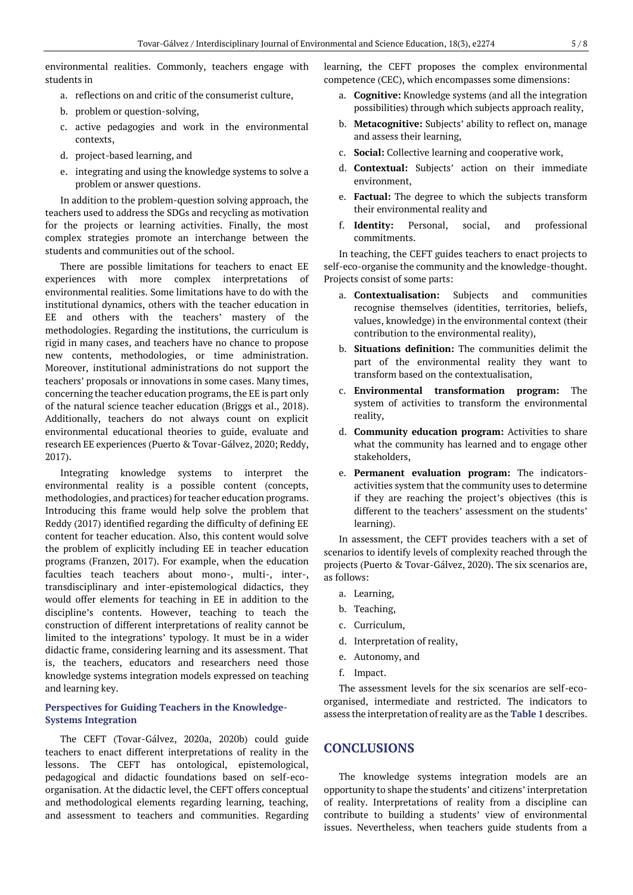environmental realities. Commonly, teachers engage with students in

a. reflections on and critic of the consumerist culture,
b. problem or question-solving,
c. active pedagogies and work in the environmental contexts,
d. project-based learning, and
e. integrating and using the knowledge systems to solve a problem or answer questions.

In addition to the problem-question solving approach, the teachers used to address the SDGs and recycling as motivation for the projects or learning activities. Finally, the most complex strategies promote an interchange between the students and communities out of the school.

There are possible limitations for teachers to enact EE experiences with more complex interpretations of environmental realities. Some limitations have to do with the institutional dynamics, others with the teacher education in EE and others with the teachers' mastery of the methodologies. Regarding the institutions, the curriculum is rigid in many cases, and teachers have no chance to propose new contents, methodologies, or time administration. Moreover, institutional administrations do not support the teachers' proposals or innovations in some cases. Many times, concerning the teacher education programs, the EE is part only of the natural science teacher education (Briggs et al., 2018). Additionally, teachers do not always count on explicit environmental educational theories to guide, evaluate and research EE experiences (Puerto & Tovar-Gálvez, 2020; Reddy, 2017).

Integrating knowledge systems to interpret the environmental reality is a possible content (concepts, methodologies, and practices) for teacher education programs. Introducing this frame would help solve the problem that Reddy (2017) identified regarding the difficulty of defining EE content for teacher education. Also, this content would solve the problem of explicitly including EE in teacher education programs (Franzen, 2017). For example, when the education faculties teach teachers about mono-, multi-, inter-, transdisciplinary and inter-epistemological didactics, they would offer elements for teaching in EE in addition to the discipline's contents. However, teaching to teach the construction of different interpretations of reality cannot be limited to the integrations' typology. It must be in a wider didactic frame, considering learning and its assessment. That is, the teachers, educators and researchers need those knowledge systems integration models expressed on teaching and learning key.

### Perspectives for Guiding Teachers in the Knowledge-Systems Integration

The CEFT (Tovar-Gálvez, 2020a, 2020b) could guide teachers to enact different interpretations of reality in the lessons. The CEFT has ontological, epistemological, pedagogical and didactic foundations based on self-eco-organisation. At the didactic level, the CEFT offers conceptual and methodological elements regarding learning, teaching, and assessment to teachers and communities. Regarding learning, the CEFT proposes the complex environmental competence (CEC), which encompasses some dimensions:

a. **Cognitive:** Knowledge systems (and all the integration possibilities) through which subjects approach reality,
b. **Metacognitive:** Subjects' ability to reflect on, manage and assess their learning,
c. **Social:** Collective learning and cooperative work,
d. **Contextual:** Subjects' action on their immediate environment,
e. **Factual:** The degree to which the subjects transform their environmental reality and
f. **Identity:** Personal, social, and professional commitments.

In teaching, the CEFT guides teachers to enact projects to self-eco-organise the community and the knowledge-thought. Projects consist of some parts:

a. **Contextualisation:** Subjects and communities recognise themselves (identities, territories, beliefs, values, knowledge) in the environmental context (their contribution to the environmental reality),
b. **Situations definition:** The communities delimit the part of the environmental reality they want to transform based on the contextualisation,
c. **Environmental transformation program:** The system of activities to transform the environmental reality,
d. **Community education program:** Activities to share what the community has learned and to engage other stakeholders,
e. **Permanent evaluation program:** The indicators-activities system that the community uses to determine if they are reaching the project's objectives (this is different to the teachers' assessment on the students' learning).

In assessment, the CEFT provides teachers with a set of scenarios to identify levels of complexity reached through the projects (Puerto & Tovar-Gálvez, 2020). The six scenarios are, as follows:

a. Learning,
b. Teaching,
c. Curriculum,
d. Interpretation of reality,
e. Autonomy, and
f. Impact.

The assessment levels for the six scenarios are self-eco-organised, intermediate and restricted. The indicators to assess the interpretation of reality are as the **Table 1** describes.

## CONCLUSIONS

The knowledge systems integration models are an opportunity to shape the students' and citizens' interpretation of reality. Interpretations of reality from a discipline can contribute to building a students' view of environmental issues. Nevertheless, when teachers guide students from a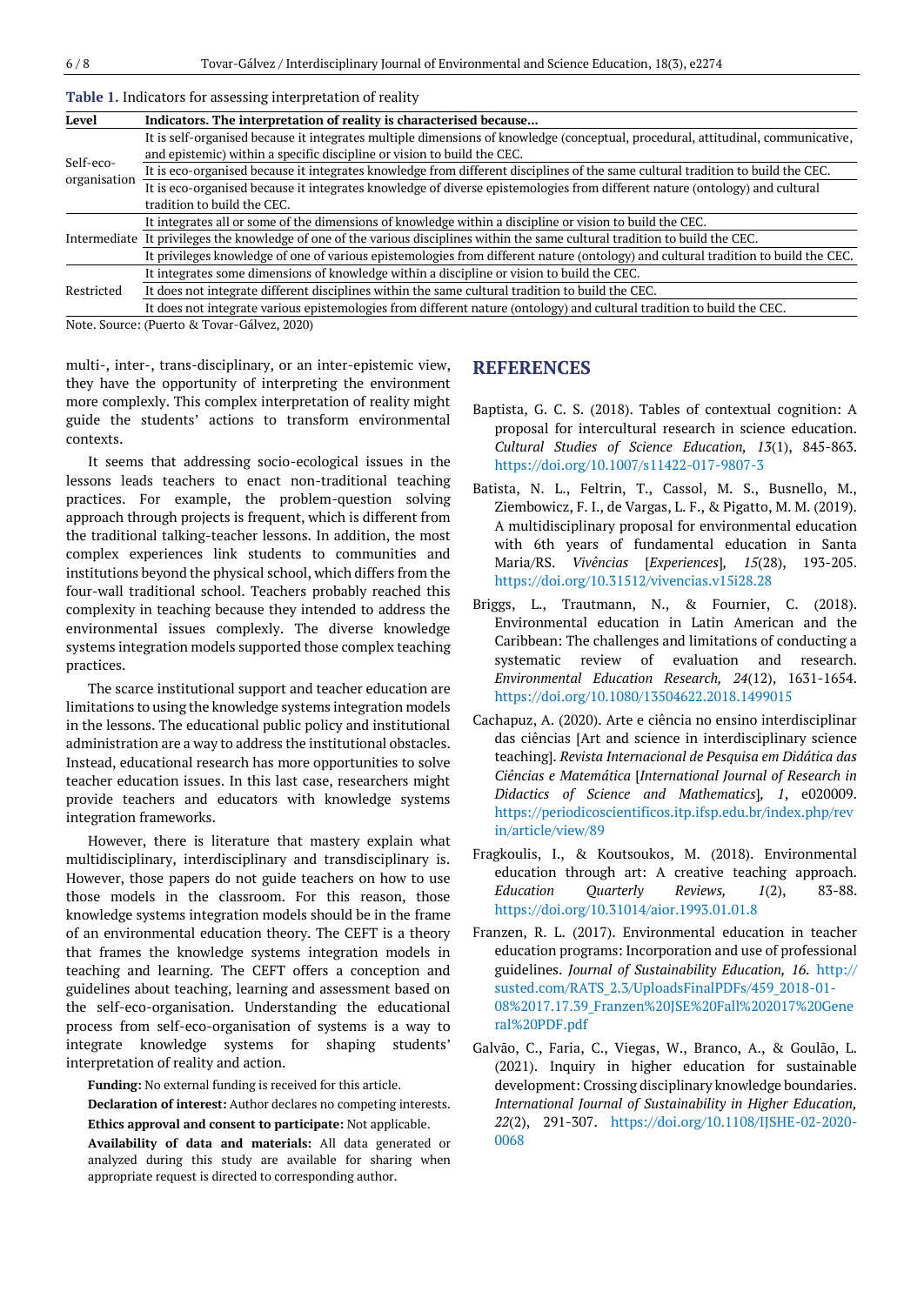**Table 1.** Indicators for assessing interpretation of reality

| Level | Indicators. The interpretation of reality is characterised because... |
|---|---|
| Self-eco-organisation | It is self-organised because it integrates multiple dimensions of knowledge (conceptual, procedural, attitudinal, communicative, and epistemic) within a specific discipline or vision to build the CEC. |
| | It is eco-organised because it integrates knowledge from different disciplines of the same cultural tradition to build the CEC. |
| | It is eco-organised because it integrates knowledge of diverse epistemologies from different nature (ontology) and cultural tradition to build the CEC. |
| Intermediate | It integrates all or some of the dimensions of knowledge within a discipline or vision to build the CEC. |
| | It privileges the knowledge of one of the various disciplines within the same cultural tradition to build the CEC. |
| | It privileges knowledge of one of various epistemologies from different nature (ontology) and cultural tradition to build the CEC. |
| Restricted | It integrates some dimensions of knowledge within a discipline or vision to build the CEC. |
| | It does not integrate different disciplines within the same cultural tradition to build the CEC. |
| | It does not integrate various epistemologies from different nature (ontology) and cultural tradition to build the CEC. |

Note. Source: (Puerto & Tovar-Gálvez, 2020)

multi-, inter-, trans-disciplinary, or an inter-epistemic view, they have the opportunity of interpreting the environment more complexly. This complex interpretation of reality might guide the students' actions to transform environmental contexts.

It seems that addressing socio-ecological issues in the lessons leads teachers to enact non-traditional teaching practices. For example, the problem-question solving approach through projects is frequent, which is different from the traditional talking-teacher lessons. In addition, the most complex experiences link students to communities and institutions beyond the physical school, which differs from the four-wall traditional school. Teachers probably reached this complexity in teaching because they intended to address the environmental issues complexly. The diverse knowledge systems integration models supported those complex teaching practices.

The scarce institutional support and teacher education are limitations to using the knowledge systems integration models in the lessons. The educational public policy and institutional administration are a way to address the institutional obstacles. Instead, educational research has more opportunities to solve teacher education issues. In this last case, researchers might provide teachers and educators with knowledge systems integration frameworks.

However, there is literature that mastery explain what multidisciplinary, interdisciplinary and transdisciplinary is. However, those papers do not guide teachers on how to use those models in the classroom. For this reason, those knowledge systems integration models should be in the frame of an environmental education theory. The CEFT is a theory that frames the knowledge systems integration models in teaching and learning. The CEFT offers a conception and guidelines about teaching, learning and assessment based on the self-eco-organisation. Understanding the educational process from self-eco-organisation of systems is a way to integrate knowledge systems for shaping students' interpretation of reality and action.

**Funding:** No external funding is received for this article.

**Declaration of interest:** Author declares no competing interests.

**Ethics approval and consent to participate:** Not applicable.

**Availability of data and materials:** All data generated or analyzed during this study are available for sharing when appropriate request is directed to corresponding author.

## REFERENCES

Baptista, G. C. S. (2018). Tables of contextual cognition: A proposal for intercultural research in science education. *Cultural Studies of Science Education, 13*(1), 845-863. https://doi.org/10.1007/s11422-017-9807-3

Batista, N. L., Feltrin, T., Cassol, M. S., Busnello, M., Ziembowicz, F. I., de Vargas, L. F., & Pigatto, M. M. (2019). A multidisciplinary proposal for environmental education with 6th years of fundamental education in Santa Maria/RS. *Vivências* [*Experiences*]*, 15*(28), 193-205. https://doi.org/10.31512/vivencias.v15i28.28

Briggs, L., Trautmann, N., & Fournier, C. (2018). Environmental education in Latin American and the Caribbean: The challenges and limitations of conducting a systematic review of evaluation and research. *Environmental Education Research, 24*(12), 1631-1654. https://doi.org/10.1080/13504622.2018.1499015

Cachapuz, A. (2020). Arte e ciência no ensino interdisciplinar das ciências [Art and science in interdisciplinary science teaching]. *Revista Internacional de Pesquisa em Didática das Ciências e Matemática* [*International Journal of Research in Didactics of Science and Mathematics*]*, 1*, e020009. https://periodicoscientificos.itp.ifsp.edu.br/index.php/revin/article/view/89

Fragkoulis, I., & Koutsoukos, M. (2018). Environmental education through art: A creative teaching approach. *Education Quarterly Reviews, 1*(2), 83-88. https://doi.org/10.31014/aior.1993.01.01.8

Franzen, R. L. (2017). Environmental education in teacher education programs: Incorporation and use of professional guidelines. *Journal of Sustainability Education, 16*. http://susted.com/RATS_2.3/UploadsFinalPDFs/459_2018-01-08%2017.17.39_Franzen%20JSE%20Fall%202017%20General%20PDF.pdf

Galvão, C., Faria, C., Viegas, W., Branco, A., & Goulão, L. (2021). Inquiry in higher education for sustainable development: Crossing disciplinary knowledge boundaries. *International Journal of Sustainability in Higher Education, 22*(2), 291-307. https://doi.org/10.1108/IJSHE-02-2020-0068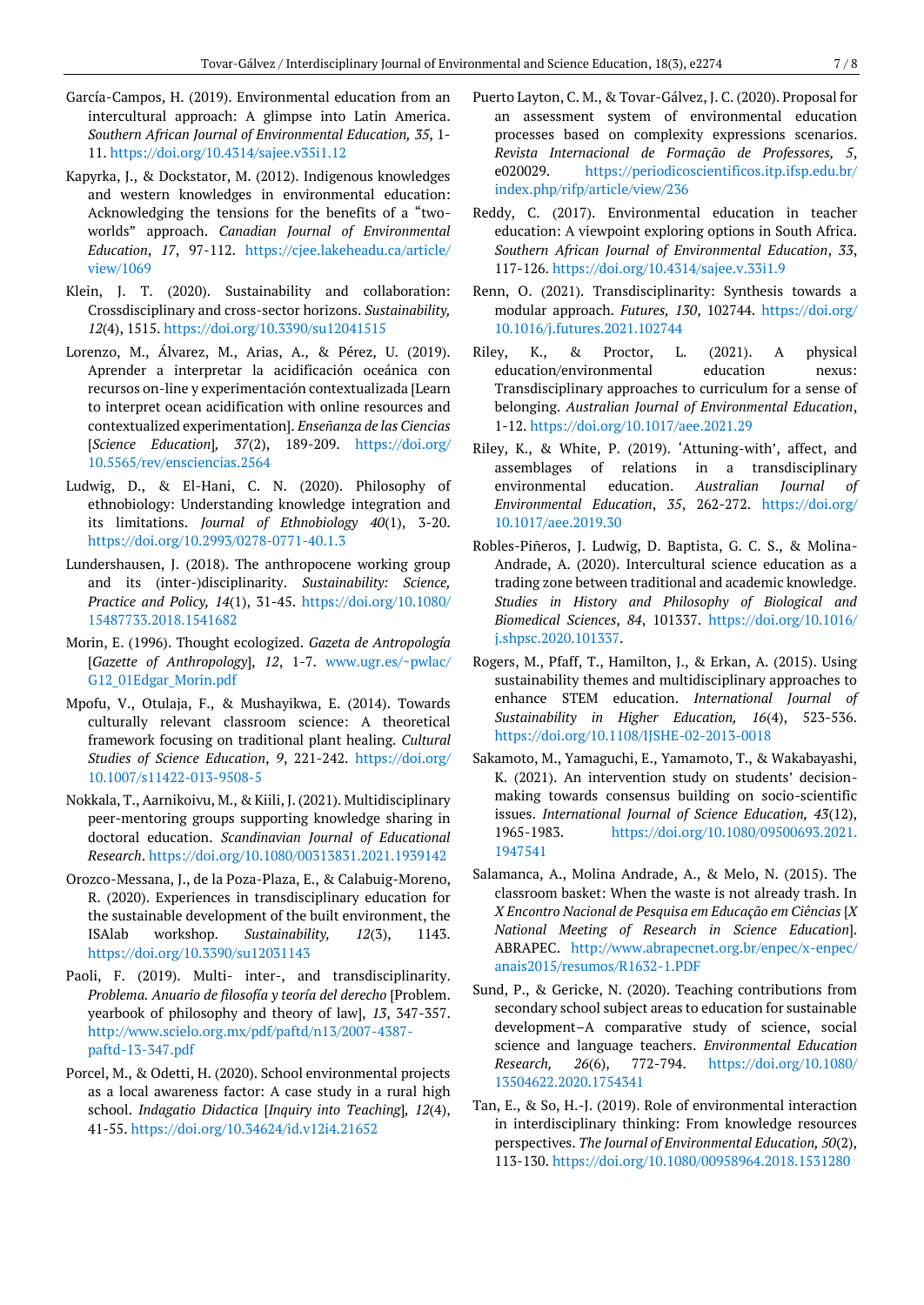García-Campos, H. (2019). Environmental education from an intercultural approach: A glimpse into Latin America. *Southern African Journal of Environmental Education, 35*, 1-11. https://doi.org/10.4314/sajee.v35i1.12

Kapyrka, J., & Dockstator, M. (2012). Indigenous knowledges and western knowledges in environmental education: Acknowledging the tensions for the benefits of a "two-worlds" approach. *Canadian Journal of Environmental Education*, *17*, 97-112. https://cjee.lakeheadu.ca/article/view/1069

Klein, J. T. (2020). Sustainability and collaboration: Crossdisciplinary and cross-sector horizons. *Sustainability, 12*(4), 1515. https://doi.org/10.3390/su12041515

Lorenzo, M., Álvarez, M., Arias, A., & Pérez, U. (2019). Aprender a interpretar la acidificación oceánica con recursos on-line y experimentación contextualizada [Learn to interpret ocean acidification with online resources and contextualized experimentation]. *Enseñanza de las Ciencias* [*Science Education*]*, 37*(2), 189-209. https://doi.org/10.5565/rev/ensciencias.2564

Ludwig, D., & El-Hani, C. N. (2020). Philosophy of ethnobiology: Understanding knowledge integration and its limitations. *Journal of Ethnobiology 40*(1), 3-20. https://doi.org/10.2993/0278-0771-40.1.3

Lundershausen, J. (2018). The anthropocene working group and its (inter-)disciplinarity. *Sustainability: Science, Practice and Policy, 14*(1), 31-45. https://doi.org/10.1080/15487733.2018.1541682

Morin, E. (1996). Thought ecologized. *Gazeta de Antropología* [*Gazette of Anthropology*], *12*, 1-7. www.ugr.es/~pwlac/G12_01Edgar_Morin.pdf

Mpofu, V., Otulaja, F., & Mushayikwa, E. (2014). Towards culturally relevant classroom science: A theoretical framework focusing on traditional plant healing. *Cultural Studies of Science Education*, *9*, 221-242. https://doi.org/10.1007/s11422-013-9508-5

Nokkala, T., Aarnikoivu, M., & Kiili, J. (2021). Multidisciplinary peer-mentoring groups supporting knowledge sharing in doctoral education. *Scandinavian Journal of Educational Research*. https://doi.org/10.1080/00313831.2021.1939142

Orozco-Messana, J., de la Poza-Plaza, E., & Calabuig-Moreno, R. (2020). Experiences in transdisciplinary education for the sustainable development of the built environment, the ISAlab workshop. *Sustainability, 12*(3), 1143. https://doi.org/10.3390/su12031143

Paoli, F. (2019). Multi- inter-, and transdisciplinarity. *Problema. Anuario de filosofía y teoría del derecho* [Problem. yearbook of philosophy and theory of law], *13*, 347-357. http://www.scielo.org.mx/pdf/paftd/n13/2007-4387-paftd-13-347.pdf

Porcel, M., & Odetti, H. (2020). School environmental projects as a local awareness factor: A case study in a rural high school. *Indagatio Didactica* [*Inquiry into Teaching*]*, 12*(4), 41-55. https://doi.org/10.34624/id.v12i4.21652

Puerto Layton, C. M., & Tovar-Gálvez, J. C. (2020). Proposal for an assessment system of environmental education processes based on complexity expressions scenarios. *Revista Internacional de Formação de Professores, 5*, e020029. https://periodicoscientificos.itp.ifsp.edu.br/index.php/rifp/article/view/236

Reddy, C. (2017). Environmental education in teacher education: A viewpoint exploring options in South Africa. *Southern African Journal of Environmental Education*, *33*, 117-126. https://doi.org/10.4314/sajee.v.33i1.9

Renn, O. (2021). Transdisciplinarity: Synthesis towards a modular approach. *Futures, 130*, 102744. https://doi.org/10.1016/j.futures.2021.102744

Riley, K., & Proctor, L. (2021). A physical education/environmental education nexus: Transdisciplinary approaches to curriculum for a sense of belonging. *Australian Journal of Environmental Education*, 1-12. https://doi.org/10.1017/aee.2021.29

Riley, K., & White, P. (2019). 'Attuning-with', affect, and assemblages of relations in a transdisciplinary environmental education. *Australian Journal of Environmental Education*, *35*, 262-272. https://doi.org/10.1017/aee.2019.30

Robles-Piñeros, J. Ludwig, D. Baptista, G. C. S., & Molina-Andrade, A. (2020). Intercultural science education as a trading zone between traditional and academic knowledge. *Studies in History and Philosophy of Biological and Biomedical Sciences*, *84*, 101337. https://doi.org/10.1016/j.shpsc.2020.101337.

Rogers, M., Pfaff, T., Hamilton, J., & Erkan, A. (2015). Using sustainability themes and multidisciplinary approaches to enhance STEM education. *International Journal of Sustainability in Higher Education, 16*(4), 523-536. https://doi.org/10.1108/IJSHE-02-2013-0018

Sakamoto, M., Yamaguchi, E., Yamamoto, T., & Wakabayashi, K. (2021). An intervention study on students' decision-making towards consensus building on socio-scientific issues. *International Journal of Science Education, 43*(12), 1965-1983. https://doi.org/10.1080/09500693.2021.1947541

Salamanca, A., Molina Andrade, A., & Melo, N. (2015). The classroom basket: When the waste is not already trash. In *X Encontro Nacional de Pesquisa em Educação em Ciências* [*X National Meeting of Research in Science Education*]. ABRAPEC. http://www.abrapecnet.org.br/enpec/x-enpec/anais2015/resumos/R1632-1.PDF

Sund, P., & Gericke, N. (2020). Teaching contributions from secondary school subject areas to education for sustainable development–A comparative study of science, social science and language teachers. *Environmental Education Research, 26*(6), 772-794. https://doi.org/10.1080/13504622.2020.1754341

Tan, E., & So, H.-J. (2019). Role of environmental interaction in interdisciplinary thinking: From knowledge resources perspectives. *The Journal of Environmental Education, 50*(2), 113-130. https://doi.org/10.1080/00958964.2018.1531280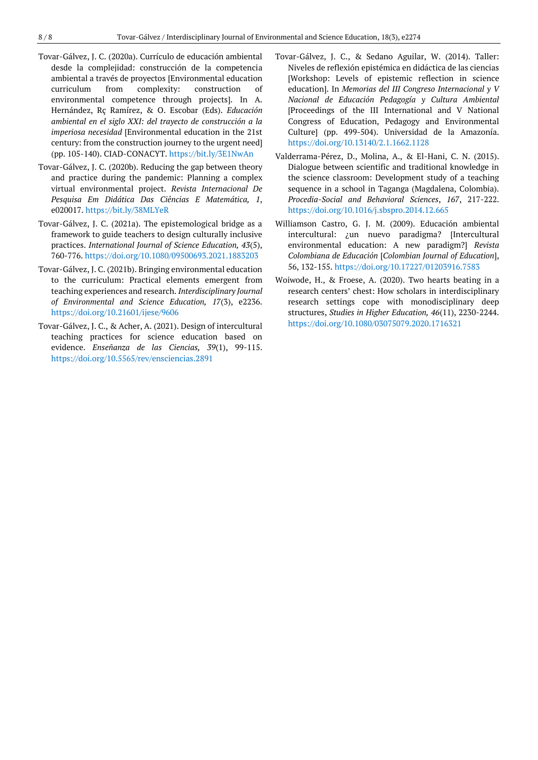Tovar-Gálvez, J. C. (2020a). Currículo de educación ambiental desde la complejidad: construcción de la competencia ambiental a través de proyectos [Environmental education curriculum from complexity: construction of environmental competence through projects]. In A. Hernández, Rç Ramírez, & O. Escobar (Eds). *Educación ambiental en el siglo XXI: del trayecto de construcción a la imperiosa necesidad* [Environmental education in the 21st century: from the construction journey to the urgent need] (pp. 105-140). CIAD-CONACYT. https://bit.ly/3E1NwAn

Tovar-Gálvez, J. C. (2020b). Reducing the gap between theory and practice during the pandemic: Planning a complex virtual environmental project. *Revista Internacional De Pesquisa Em Didática Das Ciências E Matemática, 1*, e020017. https://bit.ly/38MLYeR

Tovar-Gálvez, J. C. (2021a). The epistemological bridge as a framework to guide teachers to design culturally inclusive practices. *International Journal of Science Education, 43*(5), 760-776. https://doi.org/10.1080/09500693.2021.1883203

Tovar-Gálvez, J. C. (2021b). Bringing environmental education to the curriculum: Practical elements emergent from teaching experiences and research. *Interdisciplinary Journal of Environmental and Science Education, 17*(3), e2236. https://doi.org/10.21601/ijese/9606

Tovar-Gálvez, J. C., & Acher, A. (2021). Design of intercultural teaching practices for science education based on evidence. *Enseñanza de las Ciencias, 39*(1), 99-115. https://doi.org/10.5565/rev/ensciencias.2891

Tovar-Gálvez, J. C., & Sedano Aguilar, W. (2014). Taller: Niveles de reflexión epistémica en didáctica de las ciencias [Workshop: Levels of epistemic reflection in science education]. In *Memorias del III Congreso Internacional y V Nacional de Educación Pedagogía y Cultura Ambiental* [Proceedings of the III International and V National Congress of Education, Pedagogy and Environmental Culture] (pp. 499-504). Universidad de la Amazonía. https://doi.org/10.13140/2.1.1662.1128

Valderrama-Pérez, D., Molina, A., & El-Hani, C. N. (2015). Dialogue between scientific and traditional knowledge in the science classroom: Development study of a teaching sequence in a school in Taganga (Magdalena, Colombia). *Procedia-Social and Behavioral Sciences*, *167*, 217-222. https://doi.org/10.1016/j.sbspro.2014.12.665

Williamson Castro, G. J. M. (2009). Educación ambiental intercultural: ¿un nuevo paradigma? [Intercultural environmental education: A new paradigm?] *Revista Colombiana de Educación* [*Colombian Journal of Education*], 56, 132-155. https://doi.org/10.17227/01203916.7583

Woiwode, H., & Froese, A. (2020). Two hearts beating in a research centers' chest: How scholars in interdisciplinary research settings cope with monodisciplinary deep structures, *Studies in Higher Education, 46*(11), 2230-2244. https://doi.org/10.1080/03075079.2020.1716321